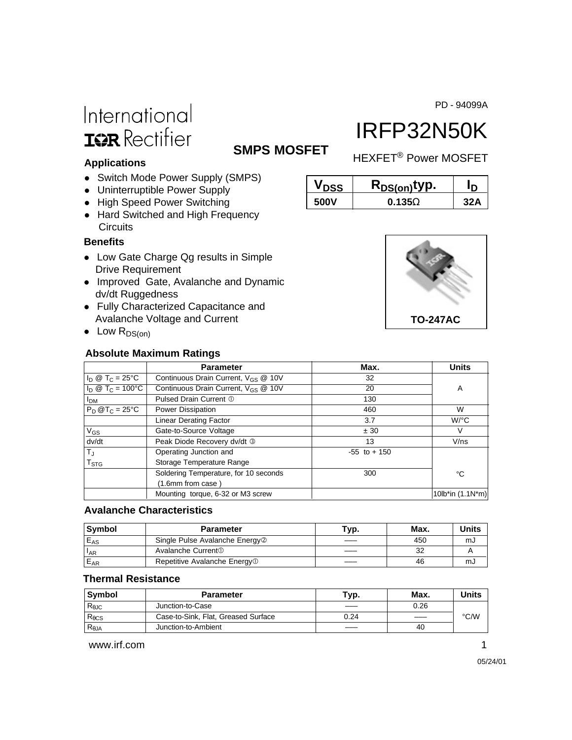PD - 94099A

International
IOR Rectifier

# IRFP32N50K

## SMPS MOSFET

HEXFET® Power MOSFET

### Applications

- Switch Mode Power Supply (SMPS)
- Uninterruptible Power Supply
- High Speed Power Switching
- Hard Switched and High Frequency Circuits

| $V_{DSS}$ | $R_{DS(on)}$typ. | $I_D$ |
|---|---|---|
| 500V | 0.135Ω | 32A |

### Benefits

- Low Gate Charge Qg results in Simple Drive Requirement
- Improved Gate, Avalanche and Dynamic dv/dt Ruggedness
- Fully Characterized Capacitance and Avalanche Voltage and Current
- Low $R_{DS(on)}$

TO-247AC

### Absolute Maximum Ratings

| | Parameter | Max. | Units |
|---|---|---|---|
| $I_D$ @ $T_C$ = 25°C | Continuous Drain Current, $V_{GS}$ @ 10V | 32 | A |
| $I_D$ @ $T_C$ = 100°C | Continuous Drain Current, $V_{GS}$ @ 10V | 20 | |
| $I_{DM}$ | Pulsed Drain Current ① | 130 | |
| $P_D$ @$T_C$ = 25°C | Power Dissipation | 460 | W |
| | Linear Derating Factor | 3.7 | W/°C |
| $V_{GS}$ | Gate-to-Source Voltage | ± 30 | V |
| dv/dt | Peak Diode Recovery dv/dt ③ | 13 | V/ns |
| $T_J$<br>$T_{STG}$ | Operating Junction and<br>Storage Temperature Range | -55 to + 150 | °C |
| | Soldering Temperature, for 10 seconds (1.6mm from case ) | 300 | |
| | Mounting torque, 6-32 or M3 screw | | 10lb*in (1.1N*m) |

### Avalanche Characteristics

| Symbol | Parameter | Typ. | Max. | Units |
|---|---|---|---|---|
| $E_{AS}$ | Single Pulse Avalanche Energy② | — | 450 | mJ |
| $I_{AR}$ | Avalanche Current① | — | 32 | A |
| $E_{AR}$ | Repetitive Avalanche Energy① | — | 46 | mJ |

### Thermal Resistance

| Symbol | Parameter | Typ. | Max. | Units |
|---|---|---|---|---|
| $R_{θJC}$ | Junction-to-Case | — | 0.26 | °C/W |
| $R_{θCS}$ | Case-to-Sink, Flat, Greased Surface | 0.24 | — | |
| $R_{θJA}$ | Junction-to-Ambient | — | 40 | |

www.irf.com

05/24/01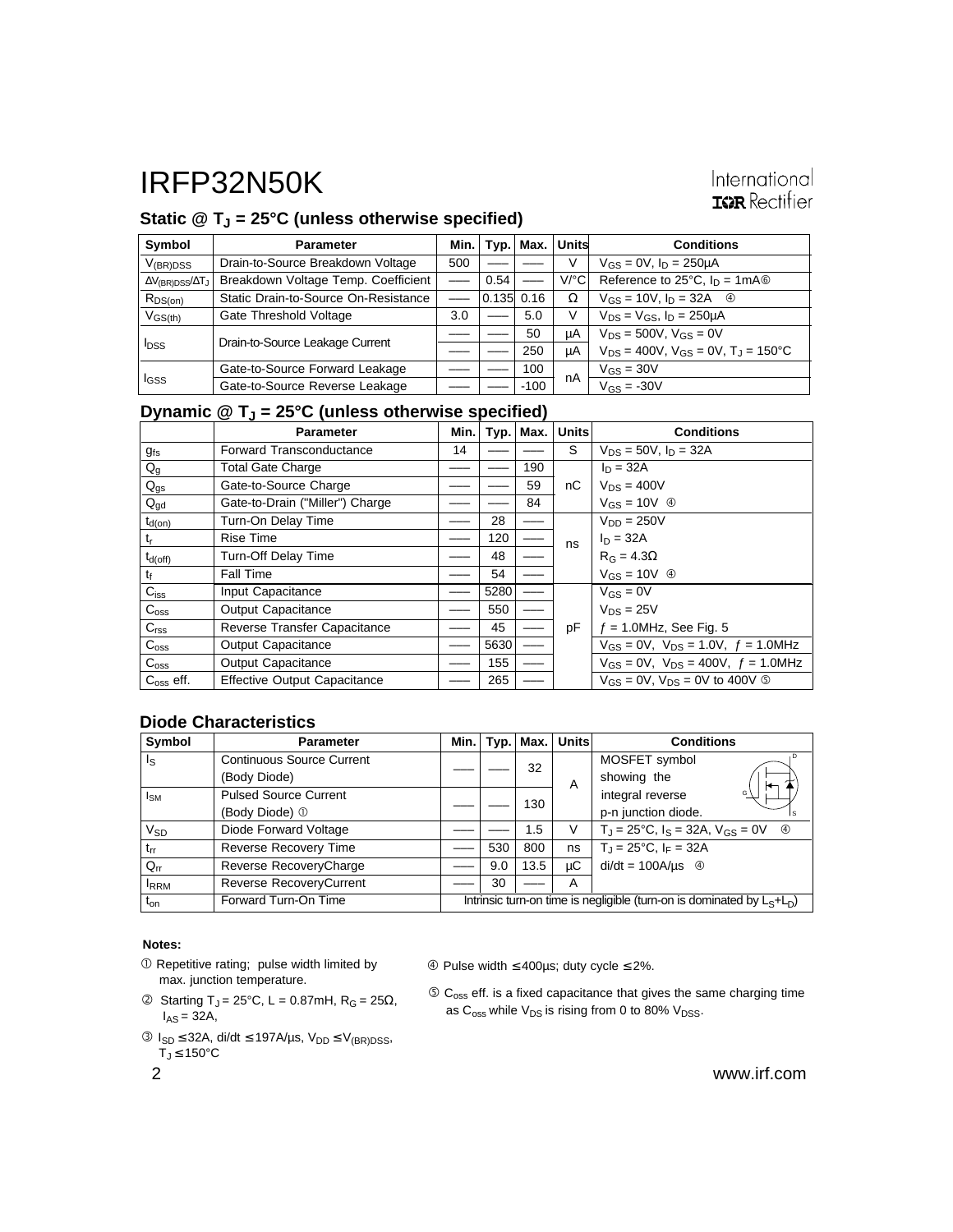## Static @ $T_J$ = 25°C (unless otherwise specified)

| Symbol | Parameter | Min. | Typ. | Max. | Units | Conditions |
|---|---|---|---|---|---|---|
| $V_{(BR)DSS}$ | Drain-to-Source Breakdown Voltage | 500 | —— | —— | V | $V_{GS}$ = 0V, $I_D$ = 250µA |
| $\Delta V_{(BR)DSS}/\Delta T_J$ | Breakdown Voltage Temp. Coefficient | —— | 0.54 | —— | V/°C | Reference to 25°C, $I_D$ = 1mA ⑥ |
| $R_{DS(on)}$ | Static Drain-to-Source On-Resistance | —— | 0.135 | 0.16 | Ω | $V_{GS}$ = 10V, $I_D$ = 32A ④ |
| $V_{GS(th)}$ | Gate Threshold Voltage | 3.0 | —— | 5.0 | V | $V_{DS}$ = $V_{GS}$, $I_D$ = 250µA |
| $I_{DSS}$ | Drain-to-Source Leakage Current | —— | —— | 50 | µA | $V_{DS}$ = 500V, $V_{GS}$ = 0V |
| | | —— | —— | 250 | µA | $V_{DS}$ = 400V, $V_{GS}$ = 0V, $T_J$ = 150°C |
| $I_{GSS}$ | Gate-to-Source Forward Leakage | —— | —— | 100 | nA | $V_{GS}$ = 30V |
| | Gate-to-Source Reverse Leakage | —— | —— | -100 | | $V_{GS}$ = -30V |

## Dynamic @ $T_J$ = 25°C (unless otherwise specified)

| | Parameter | Min. | Typ. | Max. | Units | Conditions |
|---|---|---|---|---|---|---|
| $g_{fs}$ | Forward Transconductance | 14 | —— | —— | S | $V_{DS}$ = 50V, $I_D$ = 32A |
| $Q_g$ | Total Gate Charge | —— | —— | 190 | nC | $I_D$ = 32A |
| $Q_{gs}$ | Gate-to-Source Charge | —— | —— | 59 | | $V_{DS}$ = 400V |
| $Q_{gd}$ | Gate-to-Drain ("Miller") Charge | —— | —— | 84 | | $V_{GS}$ = 10V ④ |
| $t_{d(on)}$ | Turn-On Delay Time | —— | 28 | —— | ns | $V_{DD}$ = 250V |
| $t_r$ | Rise Time | —— | 120 | —— | | $I_D$ = 32A |
| $t_{d(off)}$ | Turn-Off Delay Time | —— | 48 | —— | | $R_G$ = 4.3Ω |
| $t_f$ | Fall Time | —— | 54 | —— | | $V_{GS}$ = 10V ④ |
| $C_{iss}$ | Input Capacitance | —— | 5280 | —— | pF | $V_{GS}$ = 0V |
| $C_{oss}$ | Output Capacitance | —— | 550 | —— | | $V_{DS}$ = 25V |
| $C_{rss}$ | Reverse Transfer Capacitance | —— | 45 | —— | | $f$ = 1.0MHz, See Fig. 5 |
| $C_{oss}$ | Output Capacitance | —— | 5630 | —— | | $V_{GS}$ = 0V, $V_{DS}$ = 1.0V, $f$ = 1.0MHz |
| $C_{oss}$ | Output Capacitance | —— | 155 | —— | | $V_{GS}$ = 0V, $V_{DS}$ = 400V, $f$ = 1.0MHz |
| $C_{oss}$ eff. | Effective Output Capacitance | —— | 265 | —— | | $V_{GS}$ = 0V, $V_{DS}$ = 0V to 400V ⑤ |

## Diode Characteristics

| Symbol | Parameter | Min. | Typ. | Max. | Units | Conditions |
|---|---|---|---|---|---|---|
| $I_S$ | Continuous Source Current (Body Diode) | —— | —— | 32 | A | MOSFET symbol showing the integral reverse p-n junction diode. |
| $I_{SM}$ | Pulsed Source Current (Body Diode) ① | —— | —— | 130 | | |
| $V_{SD}$ | Diode Forward Voltage | —— | —— | 1.5 | V | $T_J$ = 25°C, $I_S$ = 32A, $V_{GS}$ = 0V ④ |
| $t_{rr}$ | Reverse Recovery Time | —— | 530 | 800 | ns | $T_J$ = 25°C, $I_F$ = 32A |
| $Q_{rr}$ | Reverse RecoveryCharge | —— | 9.0 | 13.5 | µC | di/dt = 100A/µs ④ |
| $I_{RRM}$ | Reverse RecoveryCurrent | —— | 30 | —— | A | |
| $t_{on}$ | Forward Turn-On Time | Intrinsic turn-on time is negligible (turn-on is dominated by $L_S$+$L_D$) | | | | |

**Notes:**

① Repetitive rating; pulse width limited by max. junction temperature.

② Starting $T_J$ = 25°C, L = 0.87mH, $R_G$ = 25Ω, $I_{AS}$ = 32A,

③ $I_{SD}$ ≤ 32A, di/dt ≤ 197A/µs, $V_{DD}$ ≤ $V_{(BR)DSS}$, $T_J$ ≤ 150°C

④ Pulse width ≤ 400µs; duty cycle ≤ 2%.

⑤ $C_{oss}$ eff. is a fixed capacitance that gives the same charging time as $C_{oss}$ while $V_{DS}$ is rising from 0 to 80% $V_{DSS}$.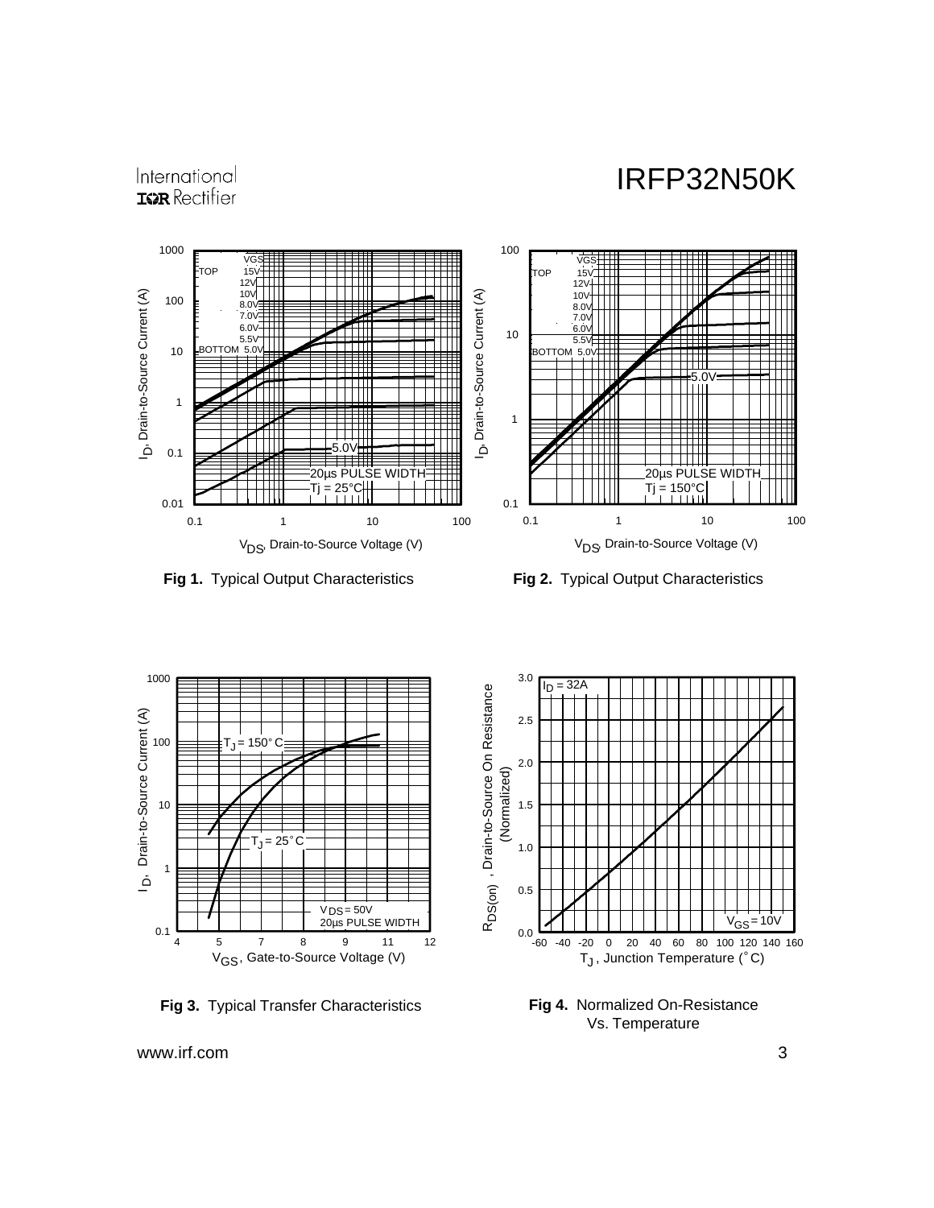Fig 1. Typical Output Characteristics

Fig 2. Typical Output Characteristics

Fig 3. Typical Transfer Characteristics

Fig 4. Normalized On-Resistance Vs. Temperature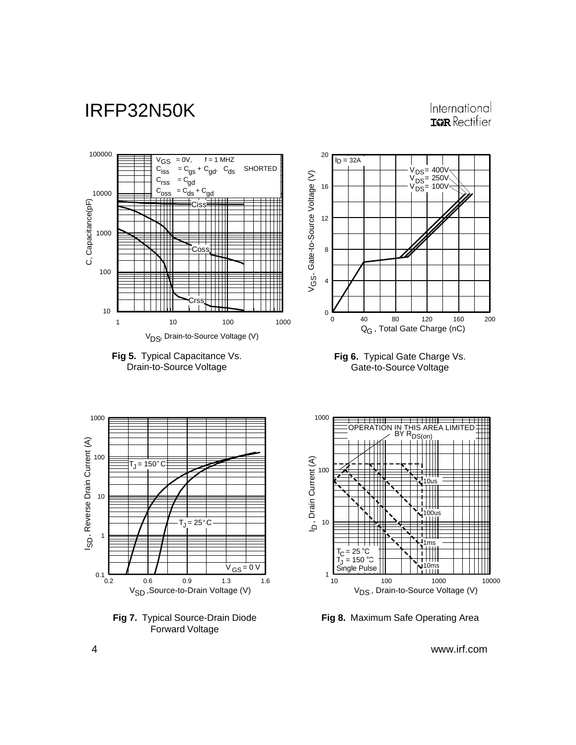**Fig 5.** Typical Capacitance Vs. Drain-to-Source Voltage

**Fig 6.** Typical Gate Charge Vs. Gate-to-Source Voltage

**Fig 7.** Typical Source-Drain Diode Forward Voltage

**Fig 8.** Maximum Safe Operating Area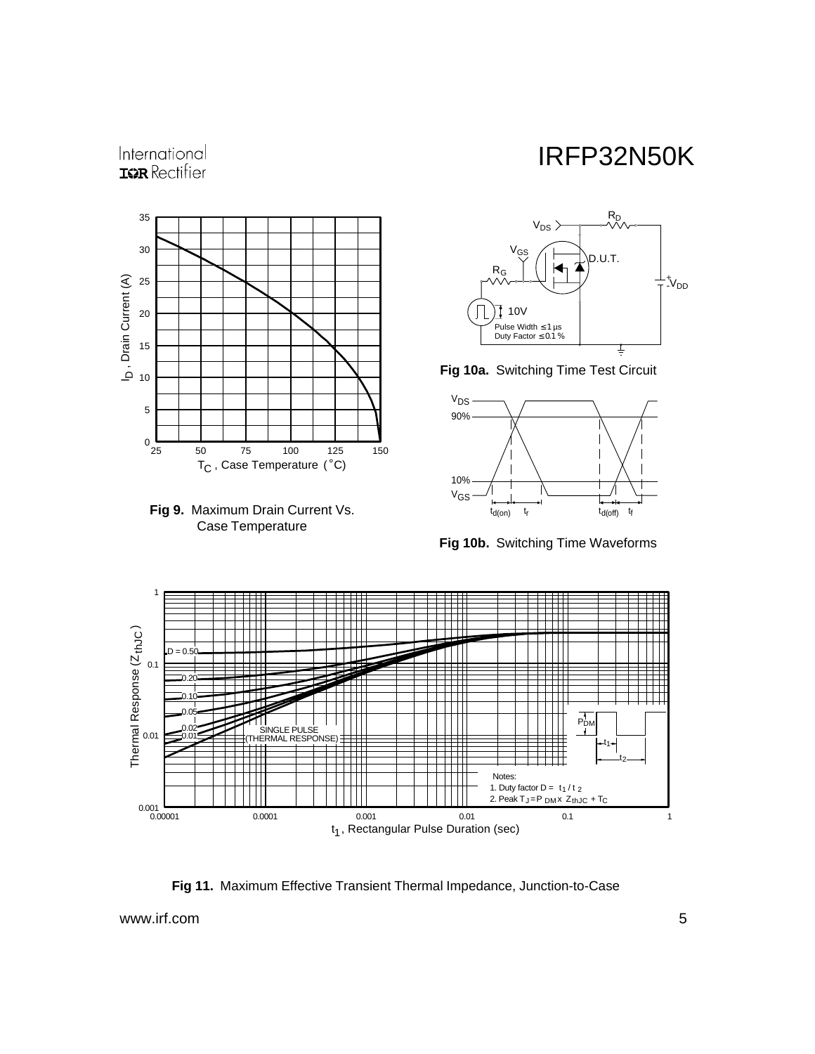**Fig 9.** Maximum Drain Current Vs. Case Temperature

**Fig 10a.** Switching Time Test Circuit

**Fig 10b.** Switching Time Waveforms

**Fig 11.** Maximum Effective Transient Thermal Impedance, Junction-to-Case

Notes:
1. Duty factor $D = t_1 / t_2$
2. Peak $T_J = P_{DM} \times Z_{thJC} + T_C$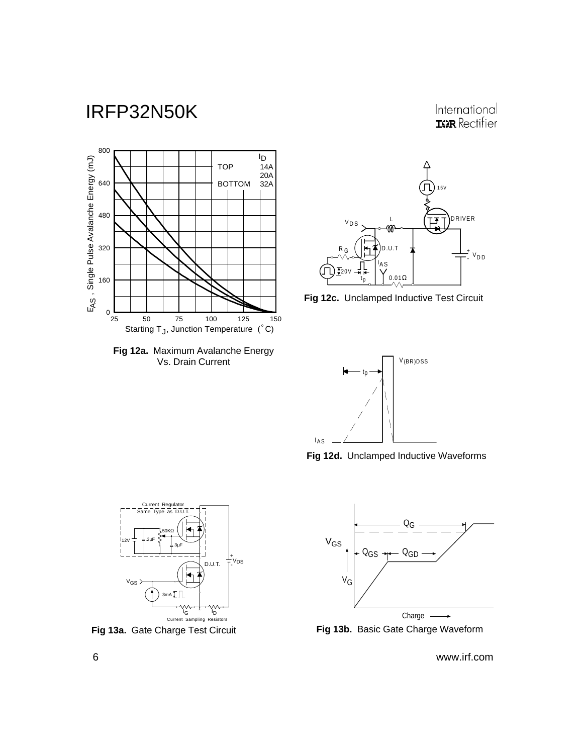Fig 12a. Maximum Avalanche Energy Vs. Drain Current

Fig 12c. Unclamped Inductive Test Circuit

Fig 12d. Unclamped Inductive Waveforms

Fig 13a. Gate Charge Test Circuit

Fig 13b. Basic Gate Charge Waveform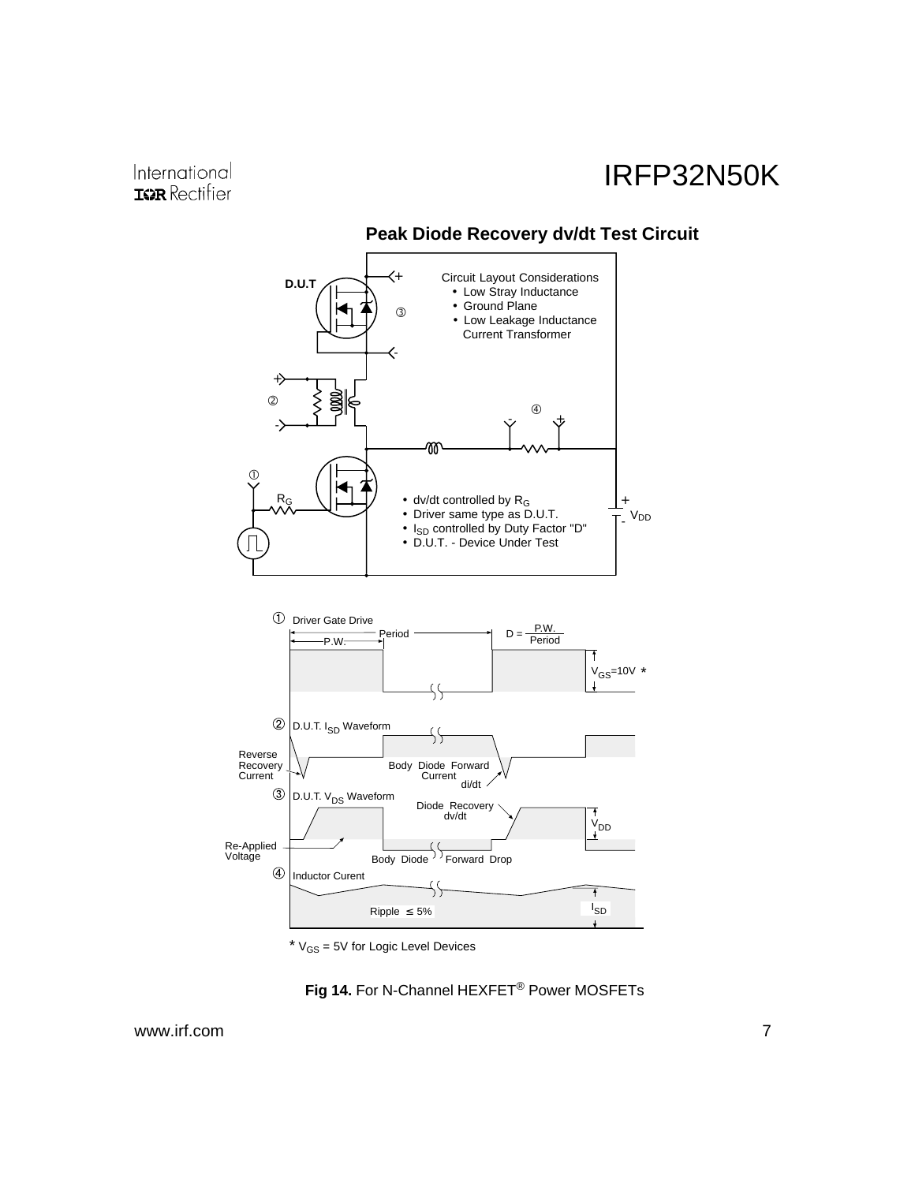## Peak Diode Recovery dv/dt Test Circuit

D.U.T

Circuit Layout Considerations
- Low Stray Inductance
- Ground Plane
- Low Leakage Inductance Current Transformer

$R_G$

- dv/dt controlled by $R_G$
- Driver same type as D.U.T.
- $I_{SD}$ controlled by Duty Factor "D"
- D.U.T. - Device Under Test

$V_{DD}$

① Driver Gate Drive

Period, P.W., $D = \frac{P.W.}{Period}$, $V_{GS}$=10V *

② D.U.T. $I_{SD}$ Waveform

Reverse Recovery Current, Body Diode Forward Current, di/dt

③ D.U.T. $V_{DS}$ Waveform

Diode Recovery dv/dt, $V_{DD}$, Re-Applied Voltage, Body Diode Forward Drop

④ Inductor Curent

Ripple ≤ 5%, $I_{SD}$

* $V_{GS}$ = 5V for Logic Level Devices

**Fig 14.** For N-Channel HEXFET® Power MOSFETs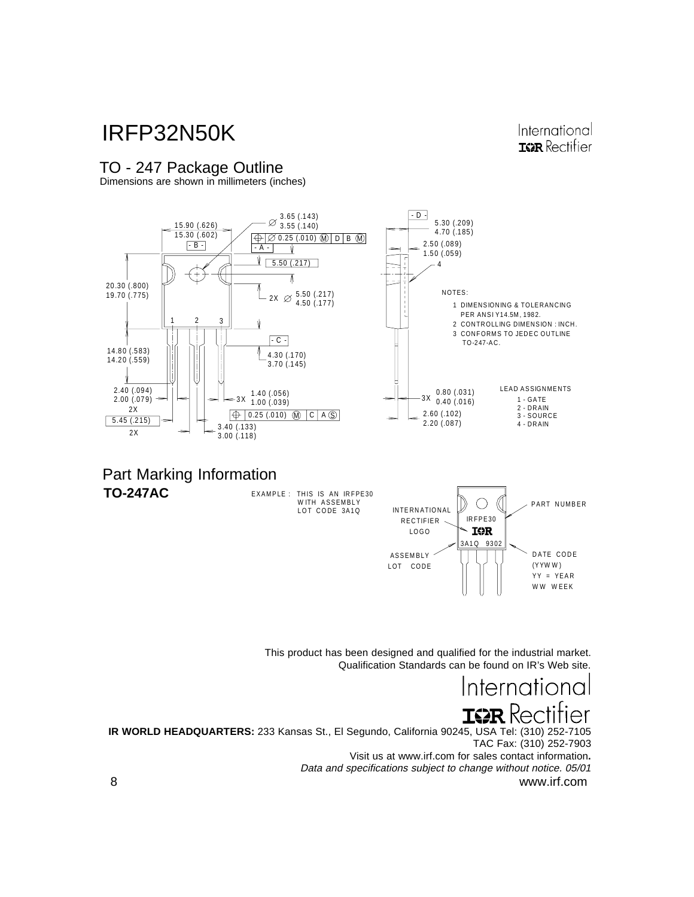## TO - 247 Package Outline

Dimensions are shown in millimeters (inches)

15.90 (.626)
15.30 (.602)
- B -
3.65 (.143)
3.55 (.140)
0.25 (.010) M D B M
- A -
5.50 (.217)
- D -
5.30 (.209)
4.70 (.185)
2.50 (.089)
1.50 (.059)
4
20.30 (.800)
19.70 (.775)
2X 5.50 (.217)
4.50 (.177)
1 2 3
- C -
14.80 (.583)
14.20 (.559)
4.30 (.170)
3.70 (.145)
2.40 (.094)
2.00 (.079)
2X
3X 1.40 (.056)
1.00 (.039)
0.25 (.010) M C A S
5.45 (.215)
2X
3.40 (.133)
3.00 (.118)
3X 0.80 (.031)
0.40 (.016)
2.60 (.102)
2.20 (.087)

NOTES:
1 DIMENSIONING & TOLERANCING PER ANSI Y14.5M, 1982.
2 CONTROLLING DIMENSION : INCH.
3 CONFORMS TO JEDEC OUTLINE TO-247-AC.

LEAD ASSIGNMENTS
1 - GATE
2 - DRAIN
3 - SOURCE
4 - DRAIN

## Part Marking Information

**TO-247AC**

EXAMPLE : THIS IS AN IRFPE30 WITH ASSEMBLY LOT CODE 3A1Q

INTERNATIONAL RECTIFIER LOGO
IRFPE30
IOR
3A1Q 9302
PART NUMBER
ASSEMBLY LOT CODE
DATE CODE (YYWW)
YY = YEAR
WW WEEK

This product has been designed and qualified for the industrial market.
Qualification Standards can be found on IR's Web site.

International
IOR Rectifier

**IR WORLD HEADQUARTERS:** 233 Kansas St., El Segundo, California 90245, USA Tel: (310) 252-7105
TAC Fax: (310) 252-7903
Visit us at www.irf.com for sales contact information**.**
*Data and specifications subject to change without notice. 05/01*